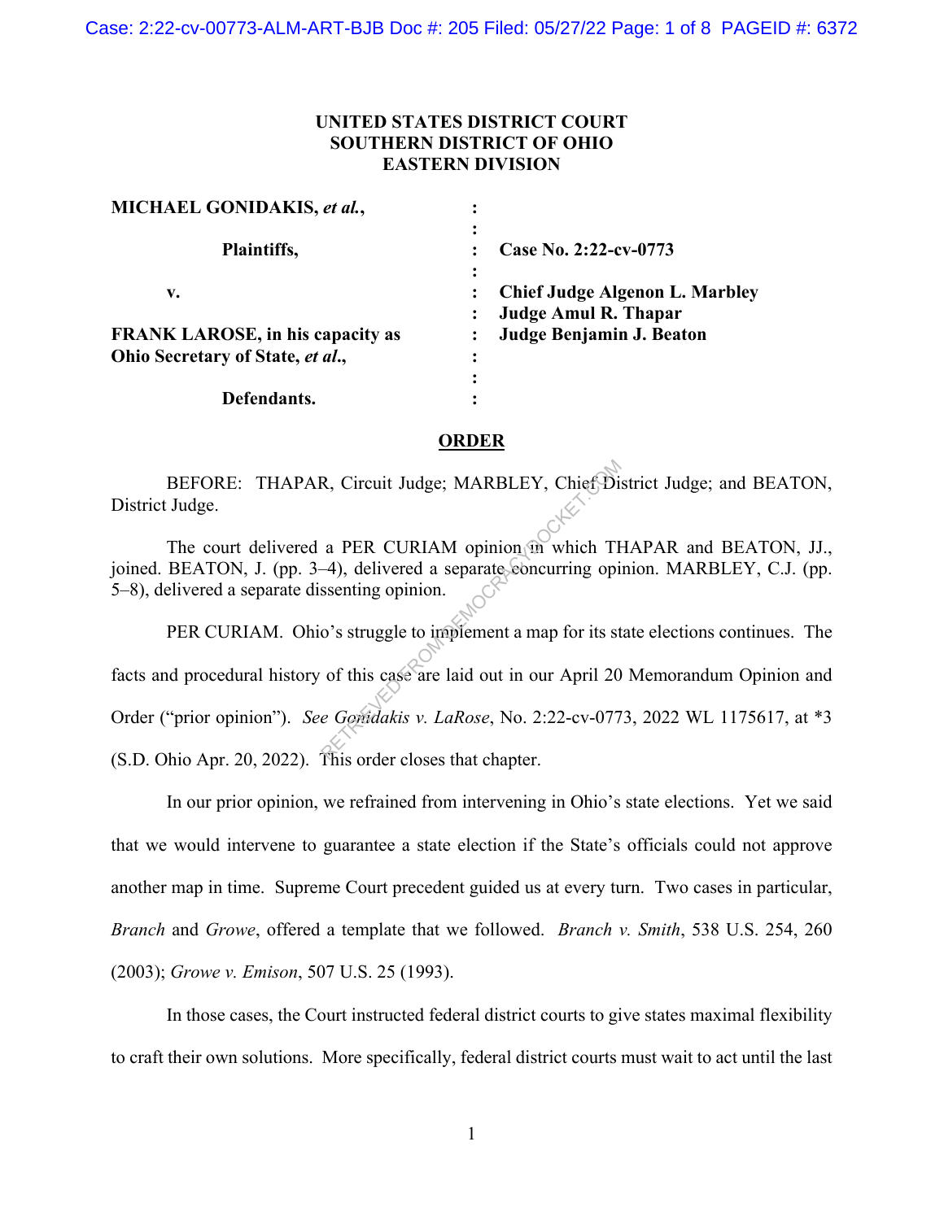**UNITED STATES DISTRICT COURT**
**SOUTHERN DISTRICT OF OHIO**
**EASTERN DIVISION**

| | | |
|---|---|---|
| **MICHAEL GONIDAKIS, *et al.*,** | : | |
| **Plaintiffs,** | : | **Case No. 2:22-cv-0773** |
| **v.** | : | **Chief Judge Algenon L. Marbley** |
| | : | **Judge Amul R. Thapar** |
| **FRANK LAROSE, in his capacity as Ohio Secretary of State, *et al.*,** | : | **Judge Benjamin J. Beaton** |
| **Defendants.** | : | |

**ORDER**

BEFORE: THAPAR, Circuit Judge; MARBLEY, Chief District Judge; and BEATON, District Judge.

The court delivered a PER CURIAM opinion in which THAPAR and BEATON, JJ., joined. BEATON, J. (pp. 3–4), delivered a separate concurring opinion. MARBLEY, C.J. (pp. 5–8), delivered a separate dissenting opinion.

PER CURIAM. Ohio's struggle to implement a map for its state elections continues. The facts and procedural history of this case are laid out in our April 20 Memorandum Opinion and Order ("prior opinion"). *See Gonidakis v. LaRose*, No. 2:22-cv-0773, 2022 WL 1175617, at *3 (S.D. Ohio Apr. 20, 2022). This order closes that chapter.

In our prior opinion, we refrained from intervening in Ohio's state elections. Yet we said that we would intervene to guarantee a state election if the State's officials could not approve another map in time. Supreme Court precedent guided us at every turn. Two cases in particular, *Branch* and *Growe*, offered a template that we followed. *Branch v. Smith*, 538 U.S. 254, 260 (2003); *Growe v. Emison*, 507 U.S. 25 (1993).

In those cases, the Court instructed federal district courts to give states maximal flexibility to craft their own solutions. More specifically, federal district courts must wait to act until the last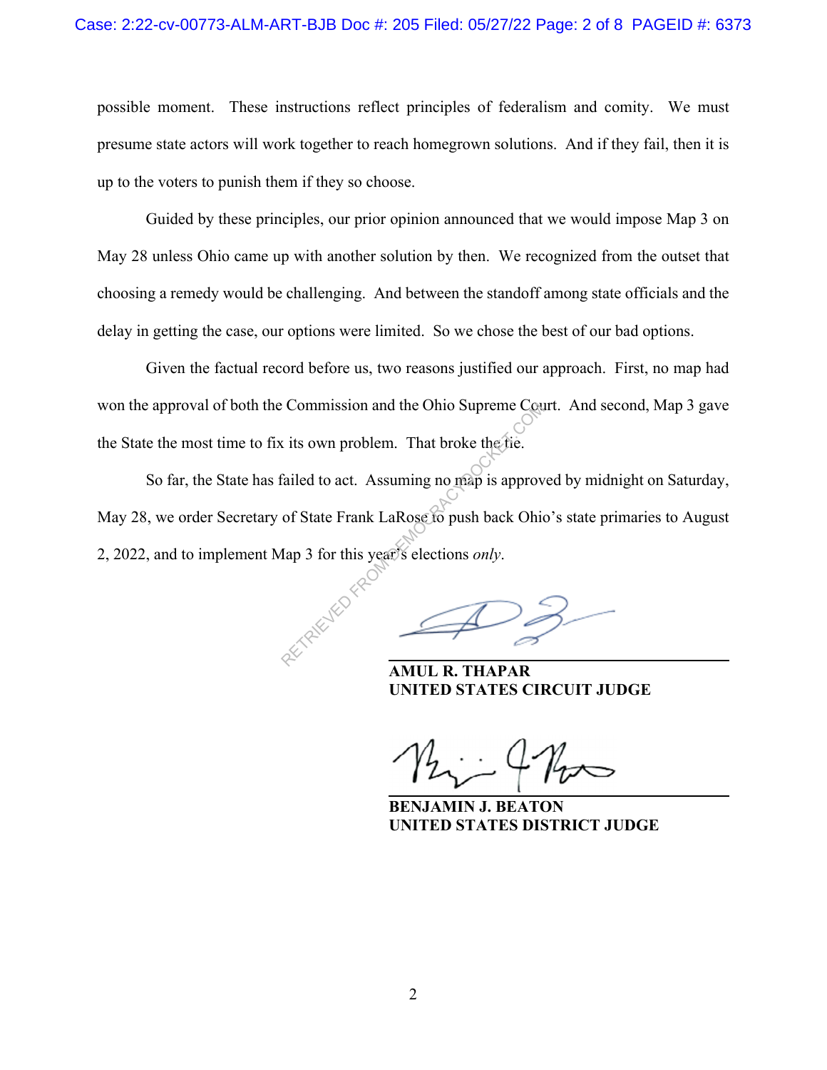possible moment. These instructions reflect principles of federalism and comity. We must presume state actors will work together to reach homegrown solutions. And if they fail, then it is up to the voters to punish them if they so choose.

Guided by these principles, our prior opinion announced that we would impose Map 3 on May 28 unless Ohio came up with another solution by then. We recognized from the outset that choosing a remedy would be challenging. And between the standoff among state officials and the delay in getting the case, our options were limited. So we chose the best of our bad options.

Given the factual record before us, two reasons justified our approach. First, no map had won the approval of both the Commission and the Ohio Supreme Court. And second, Map 3 gave the State the most time to fix its own problem. That broke the tie.

So far, the State has failed to act. Assuming no map is approved by midnight on Saturday, May 28, we order Secretary of State Frank LaRose to push back Ohio's state primaries to August 2, 2022, and to implement Map 3 for this year's elections *only*.

**AMUL R. THAPAR**
**UNITED STATES CIRCUIT JUDGE**

**BENJAMIN J. BEATON**
**UNITED STATES DISTRICT JUDGE**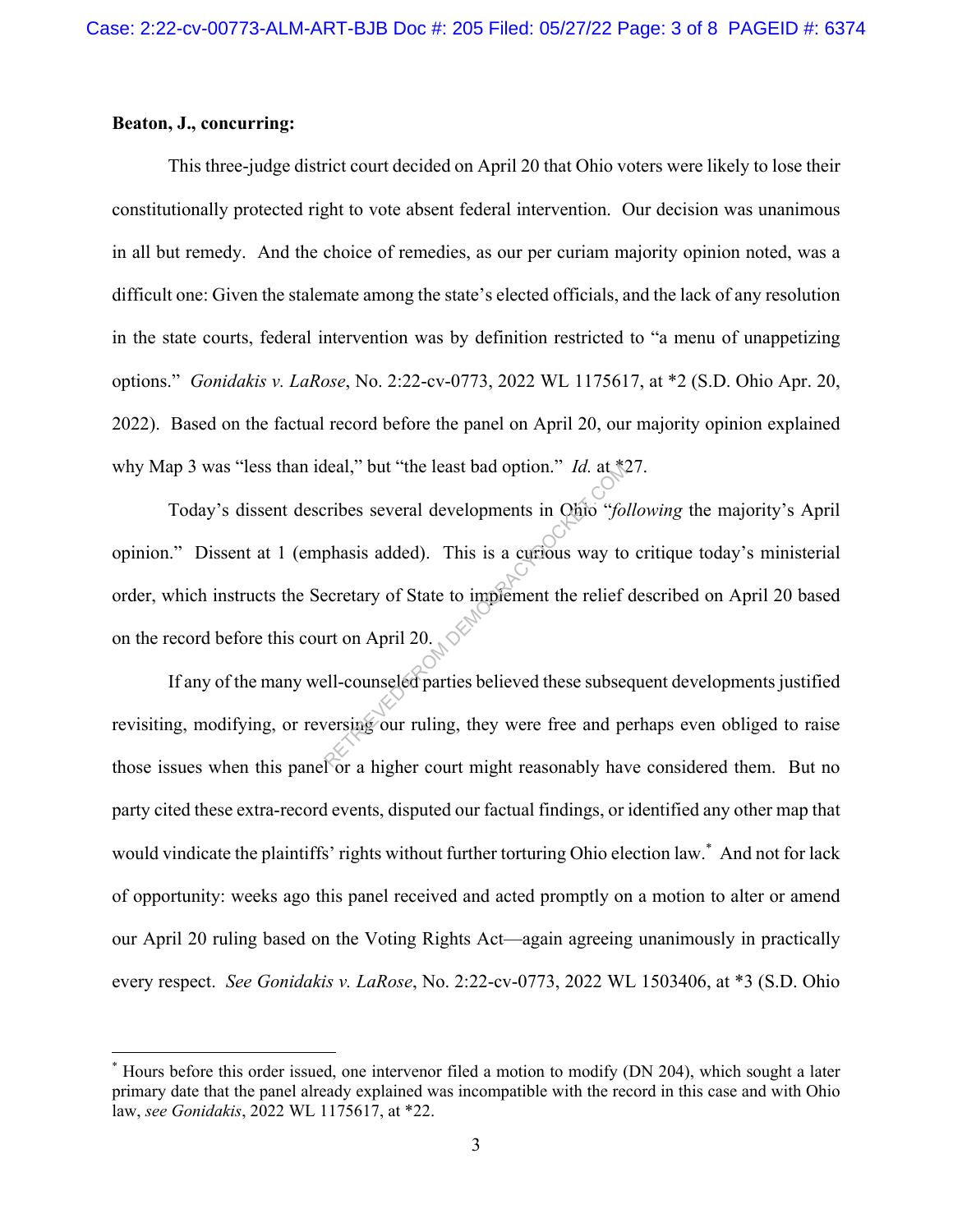**Beaton, J., concurring:**

This three-judge district court decided on April 20 that Ohio voters were likely to lose their constitutionally protected right to vote absent federal intervention. Our decision was unanimous in all but remedy. And the choice of remedies, as our per curiam majority opinion noted, was a difficult one: Given the stalemate among the state's elected officials, and the lack of any resolution in the state courts, federal intervention was by definition restricted to "a menu of unappetizing options." *Gonidakis v. LaRose*, No. 2:22-cv-0773, 2022 WL 1175617, at *2 (S.D. Ohio Apr. 20, 2022). Based on the factual record before the panel on April 20, our majority opinion explained why Map 3 was "less than ideal," but "the least bad option." *Id.* at *27.

Today's dissent describes several developments in Ohio "*following* the majority's April opinion." Dissent at 1 (emphasis added). This is a curious way to critique today's ministerial order, which instructs the Secretary of State to implement the relief described on April 20 based on the record before this court on April 20.

If any of the many well-counseled parties believed these subsequent developments justified revisiting, modifying, or reversing our ruling, they were free and perhaps even obliged to raise those issues when this panel or a higher court might reasonably have considered them. But no party cited these extra-record events, disputed our factual findings, or identified any other map that would vindicate the plaintiffs' rights without further torturing Ohio election law.* And not for lack of opportunity: weeks ago this panel received and acted promptly on a motion to alter or amend our April 20 ruling based on the Voting Rights Act—again agreeing unanimously in practically every respect. *See Gonidakis v. LaRose*, No. 2:22-cv-0773, 2022 WL 1503406, at *3 (S.D. Ohio

---

* Hours before this order issued, one intervenor filed a motion to modify (DN 204), which sought a later primary date that the panel already explained was incompatible with the record in this case and with Ohio law, *see Gonidakis*, 2022 WL 1175617, at *22.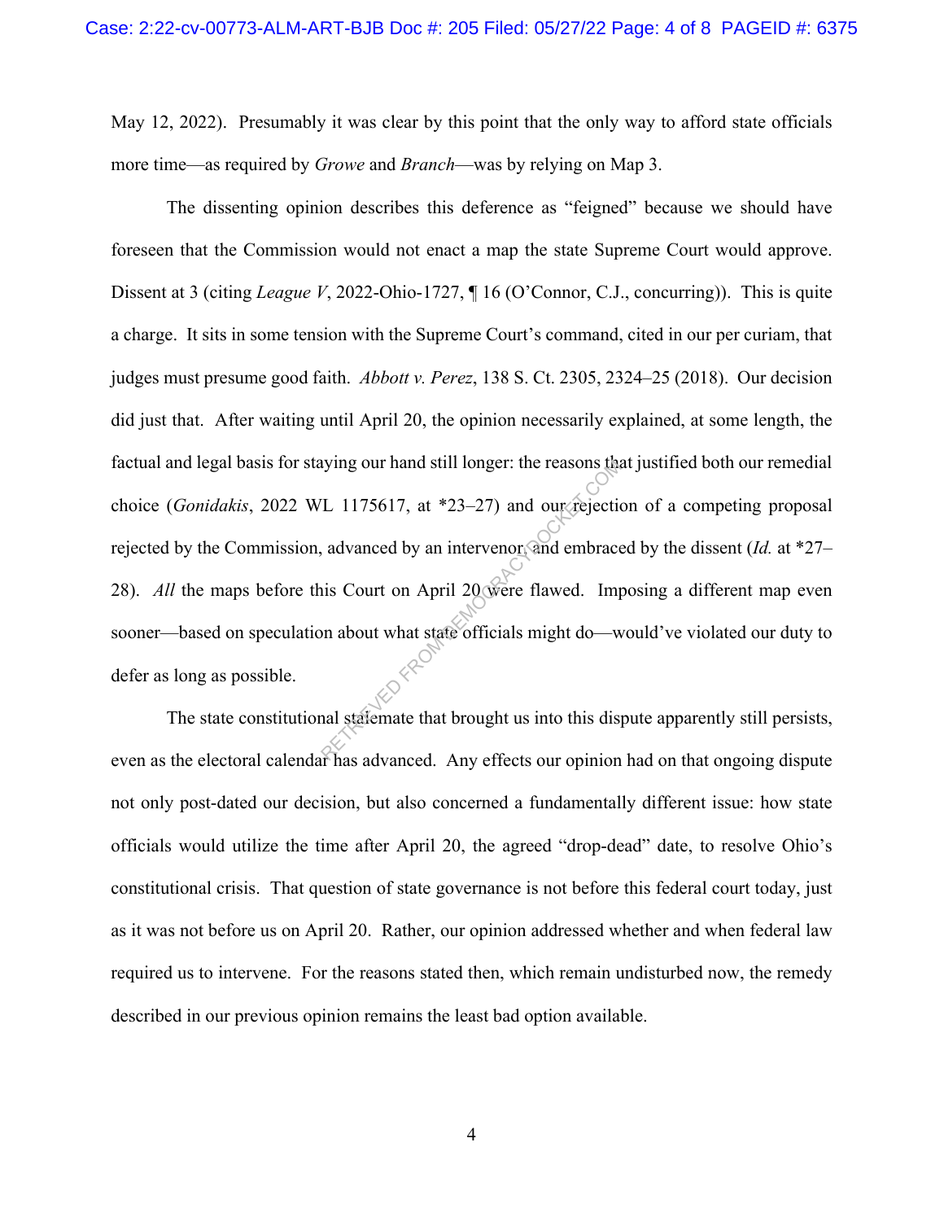May 12, 2022). Presumably it was clear by this point that the only way to afford state officials more time—as required by *Growe* and *Branch*—was by relying on Map 3.

The dissenting opinion describes this deference as "feigned" because we should have foreseen that the Commission would not enact a map the state Supreme Court would approve. Dissent at 3 (citing *League V*, 2022-Ohio-1727, ¶ 16 (O'Connor, C.J., concurring)). This is quite a charge. It sits in some tension with the Supreme Court's command, cited in our per curiam, that judges must presume good faith. *Abbott v. Perez*, 138 S. Ct. 2305, 2324–25 (2018). Our decision did just that. After waiting until April 20, the opinion necessarily explained, at some length, the factual and legal basis for staying our hand still longer: the reasons that justified both our remedial choice (*Gonidakis*, 2022 WL 1175617, at *23–27) and our rejection of a competing proposal rejected by the Commission, advanced by an intervenor, and embraced by the dissent (*Id.* at *27–28). *All* the maps before this Court on April 20 were flawed. Imposing a different map even sooner—based on speculation about what state officials might do—would've violated our duty to defer as long as possible.

The state constitutional stalemate that brought us into this dispute apparently still persists, even as the electoral calendar has advanced. Any effects our opinion had on that ongoing dispute not only post-dated our decision, but also concerned a fundamentally different issue: how state officials would utilize the time after April 20, the agreed "drop-dead" date, to resolve Ohio's constitutional crisis. That question of state governance is not before this federal court today, just as it was not before us on April 20. Rather, our opinion addressed whether and when federal law required us to intervene. For the reasons stated then, which remain undisturbed now, the remedy described in our previous opinion remains the least bad option available.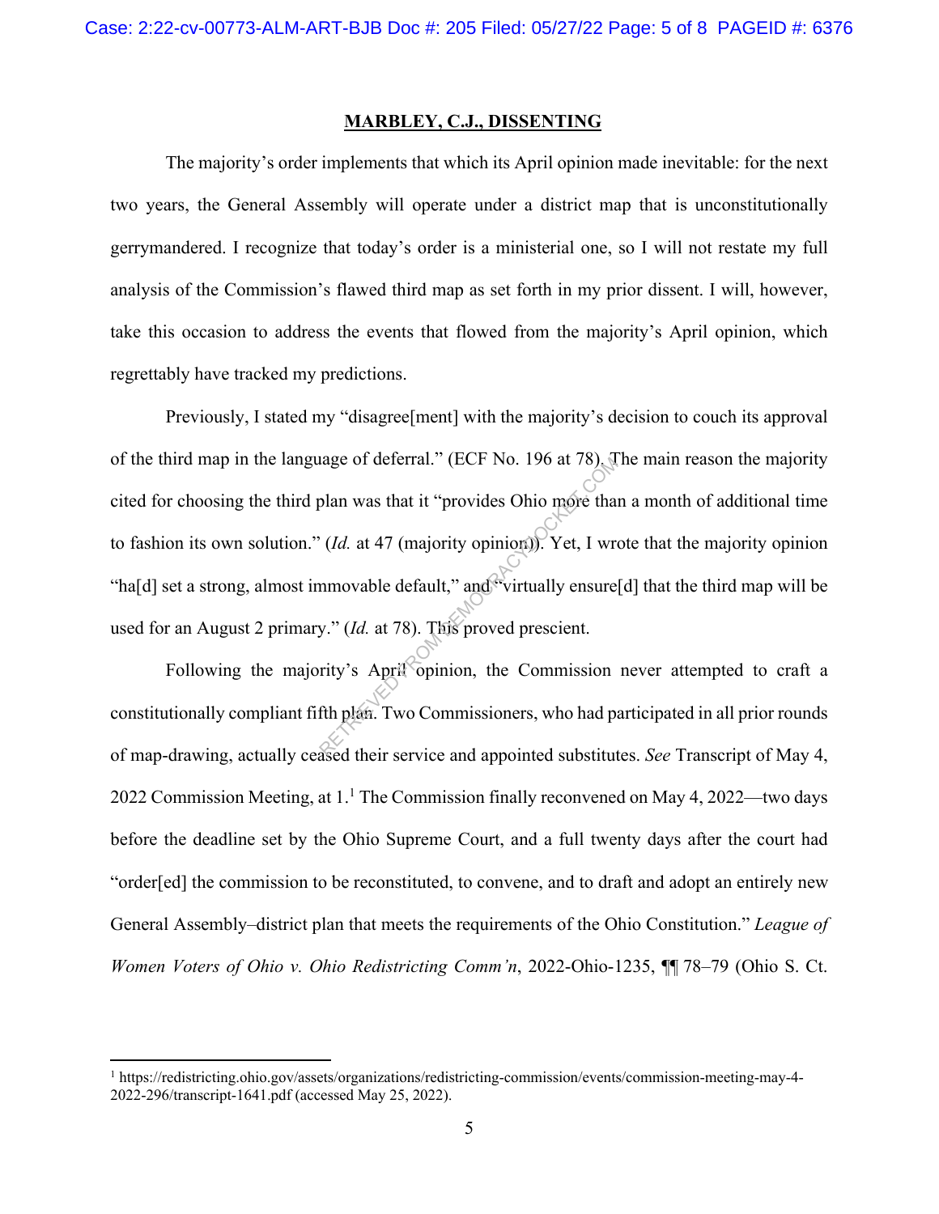## MARBLEY, C.J., DISSENTING

The majority's order implements that which its April opinion made inevitable: for the next two years, the General Assembly will operate under a district map that is unconstitutionally gerrymandered. I recognize that today's order is a ministerial one, so I will not restate my full analysis of the Commission's flawed third map as set forth in my prior dissent. I will, however, take this occasion to address the events that flowed from the majority's April opinion, which regrettably have tracked my predictions.

Previously, I stated my "disagree[ment] with the majority's decision to couch its approval of the third map in the language of deferral." (ECF No. 196 at 78). The main reason the majority cited for choosing the third plan was that it "provides Ohio more than a month of additional time to fashion its own solution." (*Id.* at 47 (majority opinion)). Yet, I wrote that the majority opinion "ha[d] set a strong, almost immovable default," and "virtually ensure[d] that the third map will be used for an August 2 primary." (*Id.* at 78). This proved prescient.

Following the majority's April opinion, the Commission never attempted to craft a constitutionally compliant fifth plan. Two Commissioners, who had participated in all prior rounds of map-drawing, actually ceased their service and appointed substitutes. *See* Transcript of May 4, 2022 Commission Meeting, at 1.[1] The Commission finally reconvened on May 4, 2022—two days before the deadline set by the Ohio Supreme Court, and a full twenty days after the court had "order[ed] the commission to be reconstituted, to convene, and to draft and adopt an entirely new General Assembly–district plan that meets the requirements of the Ohio Constitution." *League of Women Voters of Ohio v. Ohio Redistricting Comm'n*, 2022-Ohio-1235, ¶¶ 78–79 (Ohio S. Ct.

---

[1] https://redistricting.ohio.gov/assets/organizations/redistricting-commission/events/commission-meeting-may-4-2022-296/transcript-1641.pdf (accessed May 25, 2022).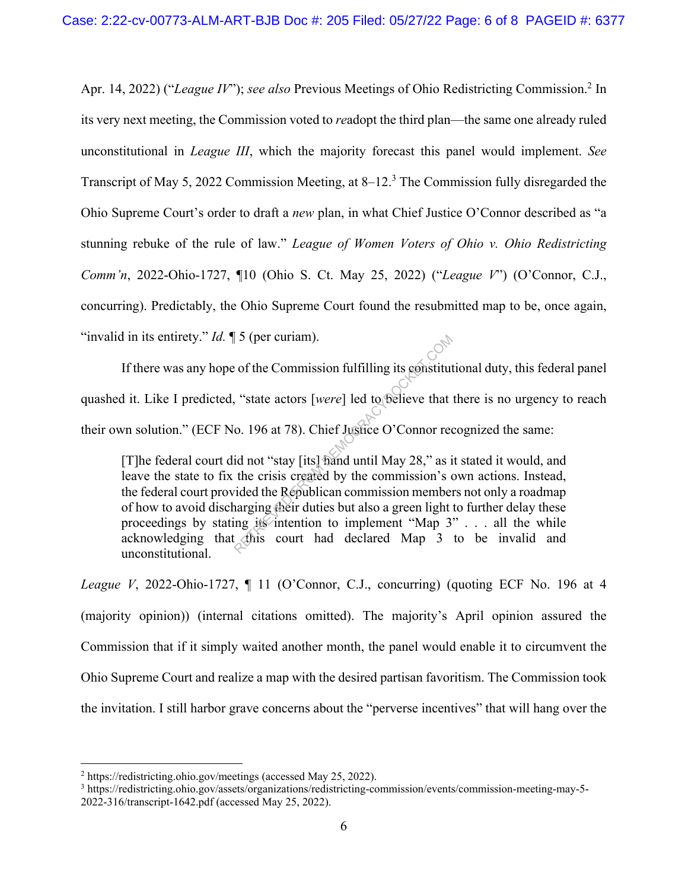Apr. 14, 2022) ("*League IV*"); *see also* Previous Meetings of Ohio Redistricting Commission.[2] In its very next meeting, the Commission voted to *re*adopt the third plan—the same one already ruled unconstitutional in *League III*, which the majority forecast this panel would implement. *See* Transcript of May 5, 2022 Commission Meeting, at 8–12.[3] The Commission fully disregarded the Ohio Supreme Court's order to draft a *new* plan, in what Chief Justice O'Connor described as "a stunning rebuke of the rule of law." *League of Women Voters of Ohio v. Ohio Redistricting Comm'n*, 2022-Ohio-1727, ¶10 (Ohio S. Ct. May 25, 2022) ("*League V*") (O'Connor, C.J., concurring). Predictably, the Ohio Supreme Court found the resubmitted map to be, once again, "invalid in its entirety." *Id.* ¶ 5 (per curiam).

If there was any hope of the Commission fulfilling its constitutional duty, this federal panel quashed it. Like I predicted, "state actors [*were*] led to believe that there is no urgency to reach their own solution." (ECF No. 196 at 78). Chief Justice O'Connor recognized the same:

> [T]he federal court did not "stay [its] hand until May 28," as it stated it would, and leave the state to fix the crisis created by the commission's own actions. Instead, the federal court provided the Republican commission members not only a roadmap of how to avoid discharging their duties but also a green light to further delay these proceedings by stating its intention to implement "Map 3" . . . all the while acknowledging that this court had declared Map 3 to be invalid and unconstitutional.

*League V*, 2022-Ohio-1727, ¶ 11 (O'Connor, C.J., concurring) (quoting ECF No. 196 at 4 (majority opinion)) (internal citations omitted). The majority's April opinion assured the Commission that if it simply waited another month, the panel would enable it to circumvent the Ohio Supreme Court and realize a map with the desired partisan favoritism. The Commission took the invitation. I still harbor grave concerns about the "perverse incentives" that will hang over the

---

[2] https://redistricting.ohio.gov/meetings (accessed May 25, 2022).

[3] https://redistricting.ohio.gov/assets/organizations/redistricting-commission/events/commission-meeting-may-5-2022-316/transcript-1642.pdf (accessed May 25, 2022).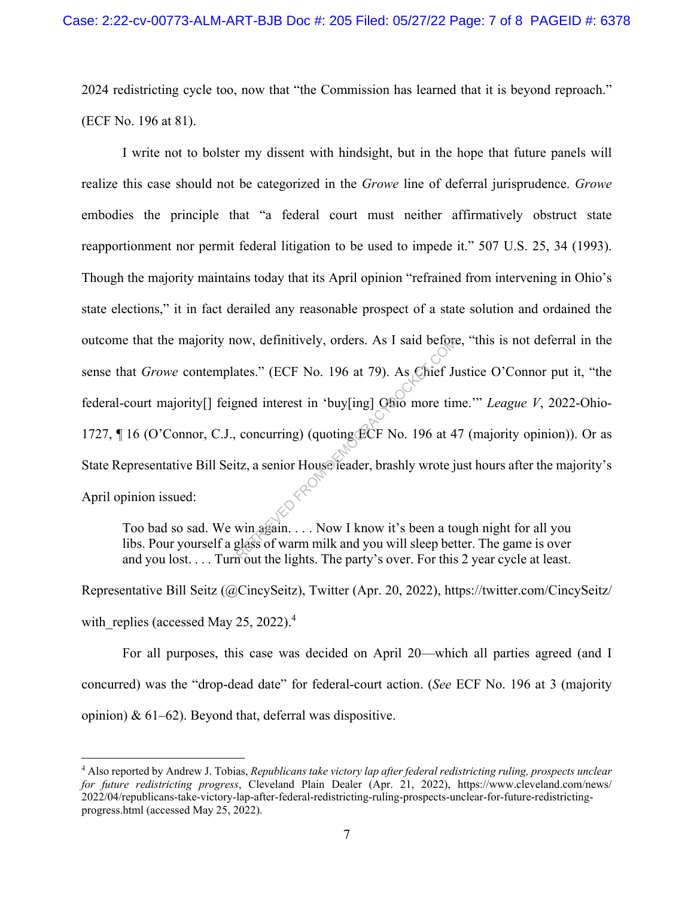2024 redistricting cycle too, now that "the Commission has learned that it is beyond reproach." (ECF No. 196 at 81).

I write not to bolster my dissent with hindsight, but in the hope that future panels will realize this case should not be categorized in the *Growe* line of deferral jurisprudence. *Growe* embodies the principle that "a federal court must neither affirmatively obstruct state reapportionment nor permit federal litigation to be used to impede it." 507 U.S. 25, 34 (1993). Though the majority maintains today that its April opinion "refrained from intervening in Ohio's state elections," it in fact derailed any reasonable prospect of a state solution and ordained the outcome that the majority now, definitively, orders. As I said before, "this is not deferral in the sense that *Growe* contemplates." (ECF No. 196 at 79). As Chief Justice O'Connor put it, "the federal-court majority[] feigned interest in 'buy[ing] Ohio more time.'" *League V*, 2022-Ohio-1727, ¶ 16 (O'Connor, C.J., concurring) (quoting ECF No. 196 at 47 (majority opinion)). Or as State Representative Bill Seitz, a senior House leader, brashly wrote just hours after the majority's April opinion issued:

> Too bad so sad. We win again. . . . Now I know it's been a tough night for all you libs. Pour yourself a glass of warm milk and you will sleep better. The game is over and you lost. . . . Turn out the lights. The party's over. For this 2 year cycle at least.

Representative Bill Seitz (@CincySeitz), Twitter (Apr. 20, 2022), https://twitter.com/CincySeitz/with_replies (accessed May 25, 2022).[4]

For all purposes, this case was decided on April 20—which all parties agreed (and I concurred) was the "drop-dead date" for federal-court action. (*See* ECF No. 196 at 3 (majority opinion) & 61–62). Beyond that, deferral was dispositive.

---

[4] Also reported by Andrew J. Tobias, *Republicans take victory lap after federal redistricting ruling, prospects unclear for future redistricting progress*, Cleveland Plain Dealer (Apr. 21, 2022), https://www.cleveland.com/news/2022/04/republicans-take-victory-lap-after-federal-redistricting-ruling-prospects-unclear-for-future-redistricting-progress.html (accessed May 25, 2022).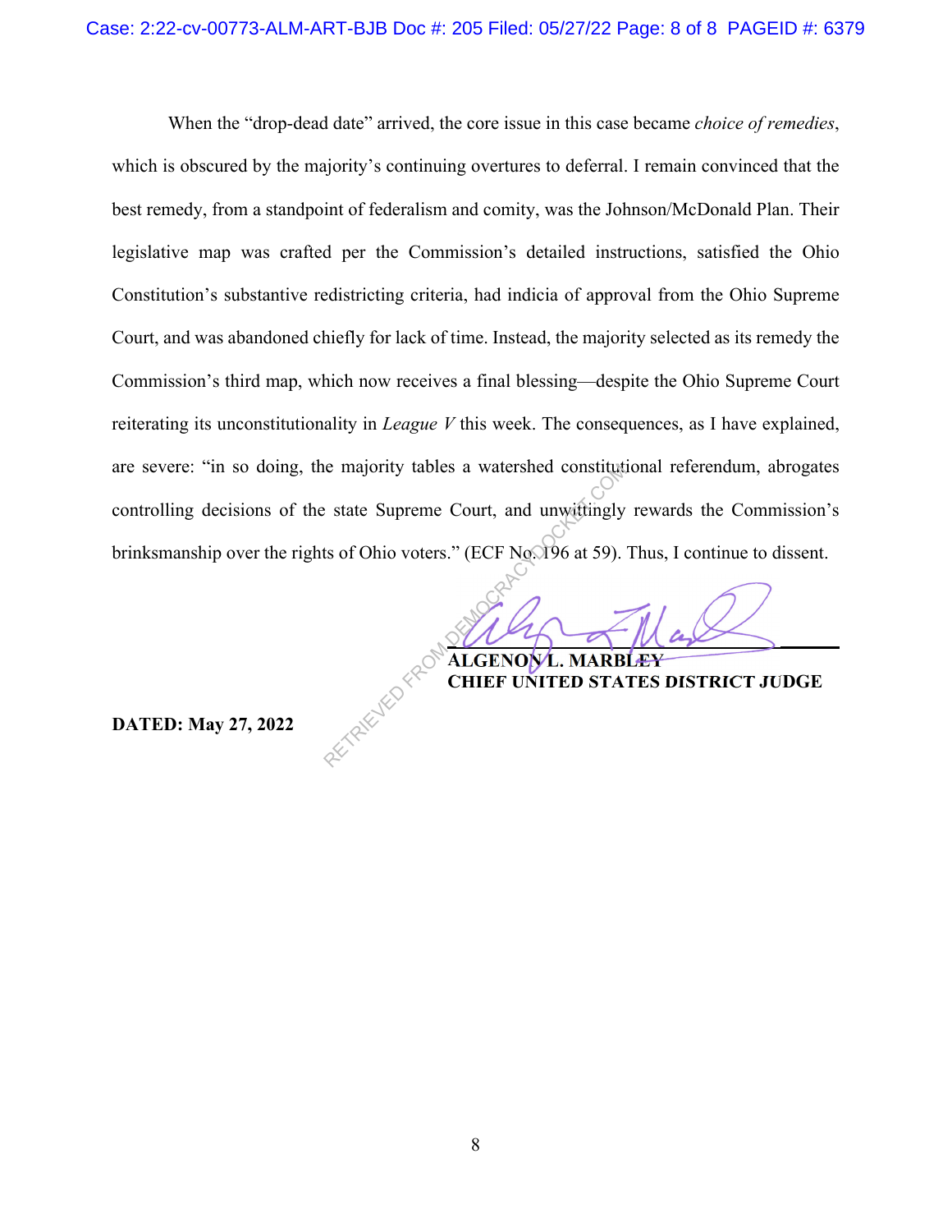When the "drop-dead date" arrived, the core issue in this case became *choice of remedies*, which is obscured by the majority's continuing overtures to deferral. I remain convinced that the best remedy, from a standpoint of federalism and comity, was the Johnson/McDonald Plan. Their legislative map was crafted per the Commission's detailed instructions, satisfied the Ohio Constitution's substantive redistricting criteria, had indicia of approval from the Ohio Supreme Court, and was abandoned chiefly for lack of time. Instead, the majority selected as its remedy the Commission's third map, which now receives a final blessing—despite the Ohio Supreme Court reiterating its unconstitutionality in *League V* this week. The consequences, as I have explained, are severe: "in so doing, the majority tables a watershed constitutional referendum, abrogates controlling decisions of the state Supreme Court, and unwittingly rewards the Commission's brinksmanship over the rights of Ohio voters." (ECF No. 196 at 59). Thus, I continue to dissent.

**ALGENON L. MARBLEY**
**CHIEF UNITED STATES DISTRICT JUDGE**

**DATED: May 27, 2022**